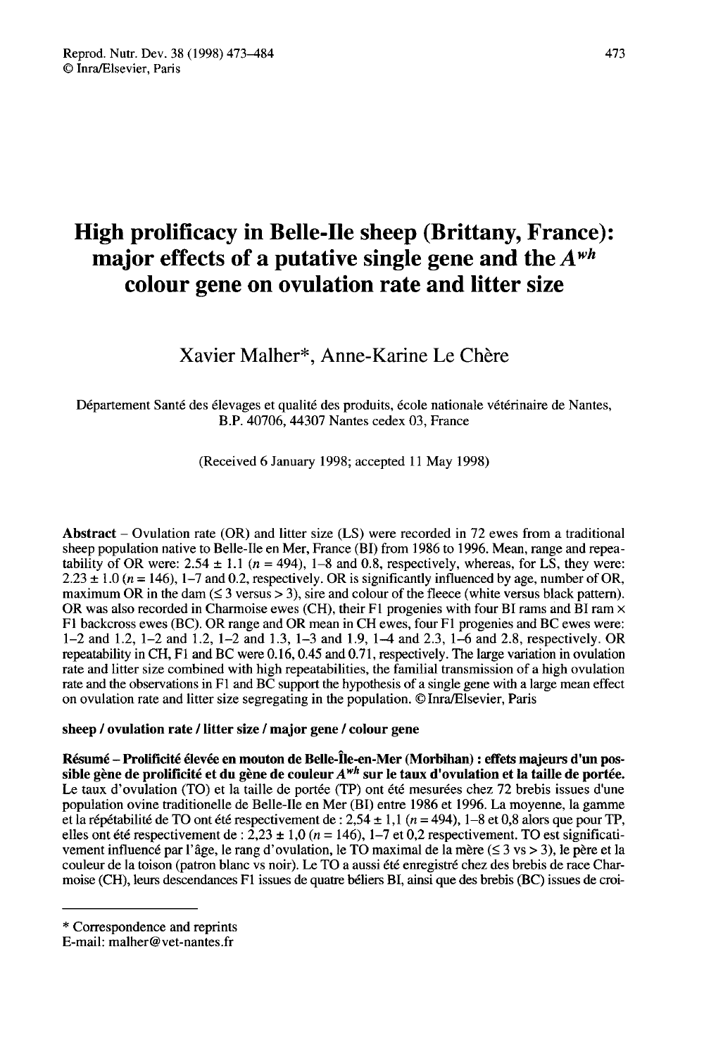# High prolificacy in Belle-Ile sheep (Brittany, France): major effects of a putative single gene and the $A^{wh}$ colour gene on ovulation rate and litter size

Xavier Malher*, Anne-Karine Le Chère

Département Santé des élevages et qualité des produits, école nationale vétérinaire de Nantes, B.P. 40706, 44307 Nantes cedex 03, France

(Received 6 January 1998; accepted 11 May 1998)

**Abstract** – Ovulation rate (OR) and litter size (LS) were recorded in 72 ewes from a traditional sheep population native to Belle-Ile en Mer, France (BI) from 1986 to 1996. Mean, range and repeatability of OR were: 2.54 ± 1.1 ($n$ = 494), 1–8 and 0.8, respectively, whereas, for LS, they were: 2.23 ± 1.0 ($n$ = 146), 1–7 and 0.2, respectively. OR is significantly influenced by age, number of OR, maximum OR in the dam (≤ 3 versus > 3), sire and colour of the fleece (white versus black pattern). OR was also recorded in Charmoise ewes (CH), their F1 progenies with four BI rams and BI ram × F1 backcross ewes (BC). OR range and OR mean in CH ewes, four F1 progenies and BC ewes were: 1–2 and 1.2, 1–2 and 1.2, 1–2 and 1.3, 1–3 and 1.9, 1–4 and 2.3, 1–6 and 2.8, respectively. OR repeatability in CH, F1 and BC were 0.16, 0.45 and 0.71, respectively. The large variation in ovulation rate and litter size combined with high repeatabilities, the familial transmission of a high ovulation rate and the observations in F1 and BC support the hypothesis of a single gene with a large mean effect on ovulation rate and litter size segregating in the population. © Inra/Elsevier, Paris

**sheep / ovulation rate / litter size / major gene / colour gene**

**Résumé – Prolificité élevée en mouton de Belle-Île-en-Mer (Morbihan) : effets majeurs d'un possible gène de prolificité et du gène de couleur $A^{wh}$ sur le taux d'ovulation et la taille de portée.** Le taux d'ovulation (TO) et la taille de portée (TP) ont été mesurées chez 72 brebis issues d'une population ovine traditionelle de Belle-Ile en Mer (BI) entre 1986 et 1996. La moyenne, la gamme et la répétabilité de TO ont été respectivement de : 2,54 ± 1,1 ($n$ = 494), 1–8 et 0,8 alors que pour TP, elles ont été respectivement de : 2,23 ± 1,0 ($n$ = 146), 1–7 et 0,2 respectivement. TO est significativement influencé par l'âge, le rang d'ovulation, le TO maximal de la mère (≤ 3 vs > 3), le père et la couleur de la toison (patron blanc vs noir). Le TO a aussi été enregistré chez des brebis de race Charmoise (CH), leurs descendances F1 issues de quatre béliers BI, ainsi que des brebis (BC) issues de croi-

* Correspondence and reprints
E-mail: malher@vet-nantes.fr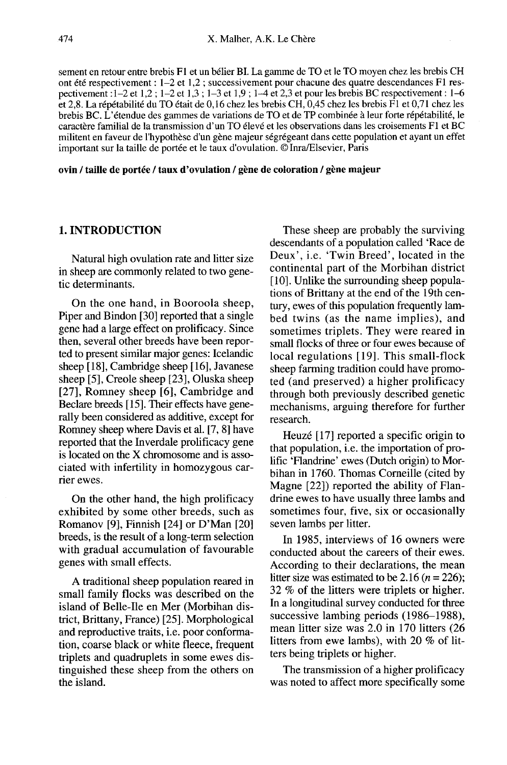sement en retour entre brebis F1 et un bélier BI. La gamme de TO et le TO moyen chez les brebis CH ont été respectivement : 1–2 et 1,2 ; successivement pour chacune des quatre descendances F1 respectivement :1–2 et 1,2 ; 1–2 et 1,3 ; 1–3 et 1,9 ; 1–4 et 2,3 et pour les brebis BC respectivement : 1–6 et 2,8. La répétabilité du TO était de 0,16 chez les brebis CH, 0,45 chez les brebis F1 et 0,71 chez les brebis BC. L'étendue des gammes de variations de TO et de TP combinée à leur forte répétabilité, le caractère familial de la transmission d'un TO élevé et les observations dans les croisements F1 et BC militent en faveur de l'hypothèse d'un gène majeur ségrégeant dans cette population et ayant un effet important sur la taille de portée et le taux d'ovulation. © Inra/Elsevier, Paris

**ovin / taille de portée / taux d'ovulation / gène de coloration / gène majeur**

## 1. INTRODUCTION

Natural high ovulation rate and litter size in sheep are commonly related to two genetic determinants.

On the one hand, in Booroola sheep, Piper and Bindon [30] reported that a single gene had a large effect on prolificacy. Since then, several other breeds have been reported to present similar major genes: Icelandic sheep [18], Cambridge sheep [16], Javanese sheep [5], Creole sheep [23], Oluska sheep [27], Romney sheep [6], Cambridge and Beclare breeds [15]. Their effects have generally been considered as additive, except for Romney sheep where Davis et al. [7, 8] have reported that the Inverdale prolificacy gene is located on the X chromosome and is associated with infertility in homozygous carrier ewes.

On the other hand, the high prolificacy exhibited by some other breeds, such as Romanov [9], Finnish [24] or D'Man [20] breeds, is the result of a long-term selection with gradual accumulation of favourable genes with small effects.

A traditional sheep population reared in small family flocks was described on the island of Belle-Ile en Mer (Morbihan district, Brittany, France) [25]. Morphological and reproductive traits, i.e. poor conformation, coarse black or white fleece, frequent triplets and quadruplets in some ewes distinguished these sheep from the others on the island.

These sheep are probably the surviving descendants of a population called 'Race de Deux', i.e. 'Twin Breed', located in the continental part of the Morbihan district [10]. Unlike the surrounding sheep populations of Brittany at the end of the 19th century, ewes of this population frequently lambed twins (as the name implies), and sometimes triplets. They were reared in small flocks of three or four ewes because of local regulations [19]. This small-flock sheep farming tradition could have promoted (and preserved) a higher prolificacy through both previously described genetic mechanisms, arguing therefore for further research.

Heuzé [17] reported a specific origin to that population, i.e. the importation of prolific 'Flandrine' ewes (Dutch origin) to Morbihan in 1760. Thomas Corneille (cited by Magne [22]) reported the ability of Flandrine ewes to have usually three lambs and sometimes four, five, six or occasionally seven lambs per litter.

In 1985, interviews of 16 owners were conducted about the careers of their ewes. According to their declarations, the mean litter size was estimated to be 2.16 ($n = 226$); 32 % of the litters were triplets or higher. In a longitudinal survey conducted for three successive lambing periods (1986–1988), mean litter size was 2.0 in 170 litters (26 litters from ewe lambs), with 20 % of litters being triplets or higher.

The transmission of a higher prolificacy was noted to affect more specifically some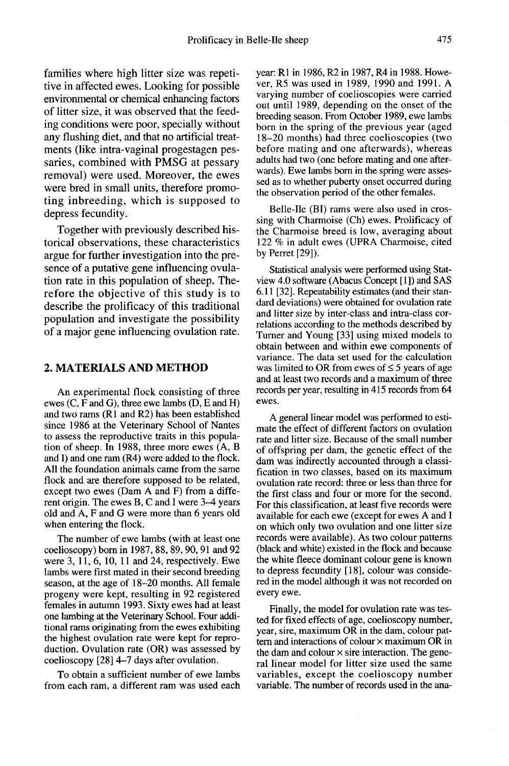families where high litter size was repetitive in affected ewes. Looking for possible environmental or chemical enhancing factors of litter size, it was observed that the feeding conditions were poor, specially without any flushing diet, and that no artificial treatments (like intra-vaginal progestagen pessaries, combined with PMSG at pessary removal) were used. Moreover, the ewes were bred in small units, therefore promoting inbreeding, which is supposed to depress fecundity.

Together with previously described historical observations, these characteristics argue for further investigation into the presence of a putative gene influencing ovulation rate in this population of sheep. Therefore the objective of this study is to describe the prolificacy of this traditional population and investigate the possibility of a major gene influencing ovulation rate.

## 2. MATERIALS AND METHOD

An experimental flock consisting of three ewes (C, F and G), three ewe lambs (D, E and H) and two rams (R1 and R2) has been established since 1986 at the Veterinary School of Nantes to assess the reproductive traits in this population of sheep. In 1988, three more ewes (A, B and I) and one ram (R4) were added to the flock. All the foundation animals came from the same flock and are therefore supposed to be related, except two ewes (Dam A and F) from a different origin. The ewes B, C and I were 3–4 years old and A, F and G were more than 6 years old when entering the flock.

The number of ewe lambs (with at least one coelioscopy) born in 1987, 88, 89, 90, 91 and 92 were 3, 11, 6, 10, 11 and 24, respectively. Ewe lambs were first mated in their second breeding season, at the age of 18–20 months. All female progeny were kept, resulting in 92 registered females in autumn 1993. Sixty ewes had at least one lambing at the Veterinary School. Four additional rams originating from the ewes exhibiting the highest ovulation rate were kept for reproduction. Ovulation rate (OR) was assessed by coelioscopy [28] 4–7 days after ovulation.

To obtain a sufficient number of ewe lambs from each ram, a different ram was used each year: R1 in 1986, R2 in 1987, R4 in 1988. However, R5 was used in 1989, 1990 and 1991. A varying number of coelioscopies were carried out until 1989, depending on the onset of the breeding season. From October 1989, ewe lambs born in the spring of the previous year (aged 18–20 months) had three coelioscopies (two before mating and one afterwards), whereas adults had two (one before mating and one afterwards). Ewe lambs born in the spring were assessed as to whether puberty onset occurred during the observation period of the other females.

Belle-Ile (BI) rams were also used in crossing with Charmoise (Ch) ewes. Prolificacy of the Charmoise breed is low, averaging about 122 % in adult ewes (UPRA Charmoise, cited by Perret [29]).

Statistical analysis were performed using Statview 4.0 software (Abacus Concept [1]) and SAS 6.11 [32]. Repeatability estimates (and their standard deviations) were obtained for ovulation rate and litter size by inter-class and intra-class correlations according to the methods described by Turner and Young [33] using mixed models to obtain between and within ewe components of variance. The data set used for the calculation was limited to OR from ewes of $\leq 5$ years of age and at least two records and a maximum of three records per year, resulting in 415 records from 64 ewes.

A general linear model was performed to estimate the effect of different factors on ovulation rate and litter size. Because of the small number of offspring per dam, the genetic effect of the dam was indirectly accounted through a classification in two classes, based on its maximum ovulation rate record: three or less than three for the first class and four or more for the second. For this classification, at least five records were available for each ewe (except for ewes A and I on which only two ovulation and one litter size records were available). As two colour patterns (black and white) existed in the flock and because the white fleece dominant colour gene is known to depress fecundity [18], colour was considered in the model although it was not recorded on every ewe.

Finally, the model for ovulation rate was tested for fixed effects of age, coelioscopy number, year, sire, maximum OR in the dam, colour pattern and interactions of colour × maximum OR in the dam and colour × sire interaction. The general linear model for litter size used the same variables, except the coelioscopy number variable. The number of records used in the ana-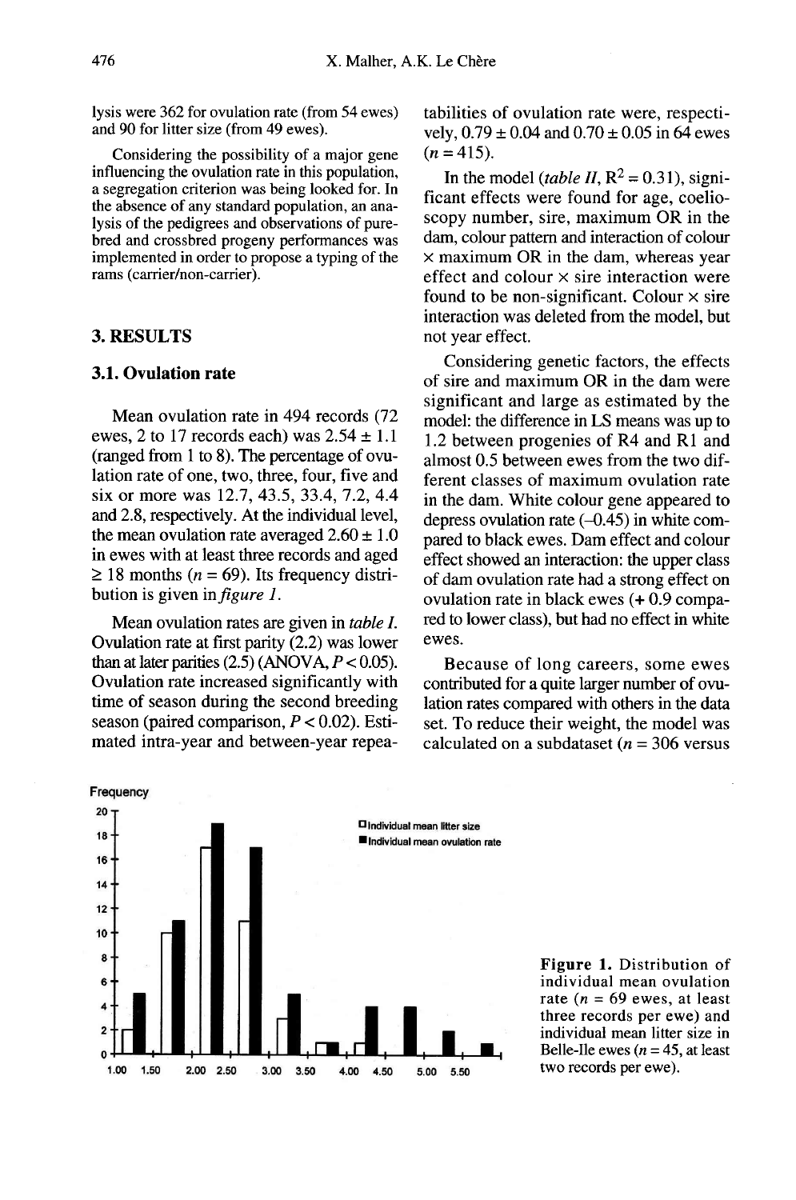lysis were 362 for ovulation rate (from 54 ewes) and 90 for litter size (from 49 ewes).

Considering the possibility of a major gene influencing the ovulation rate in this population, a segregation criterion was being looked for. In the absence of any standard population, an analysis of the pedigrees and observations of purebred and crossbred progeny performances was implemented in order to propose a typing of the rams (carrier/non-carrier).

## 3. RESULTS

### 3.1. Ovulation rate

Mean ovulation rate in 494 records (72 ewes, 2 to 17 records each) was 2.54 ± 1.1 (ranged from 1 to 8). The percentage of ovulation rate of one, two, three, four, five and six or more was 12.7, 43.5, 33.4, 7.2, 4.4 and 2.8, respectively. At the individual level, the mean ovulation rate averaged 2.60 ± 1.0 in ewes with at least three records and aged ≥ 18 months ($n = 69$). Its frequency distribution is given in *figure 1*.

Mean ovulation rates are given in *table I*. Ovulation rate at first parity (2.2) was lower than at later parities (2.5) (ANOVA, $P < 0.05$). Ovulation rate increased significantly with time of season during the second breeding season (paired comparison, $P < 0.02$). Estimated intra-year and between-year repeatabilities of ovulation rate were, respectively, 0.79 ± 0.04 and 0.70 ± 0.05 in 64 ewes ($n = 415$).

In the model (*table II*, $R^2 = 0.31$), significant effects were found for age, coelioscopy number, sire, maximum OR in the dam, colour pattern and interaction of colour × maximum OR in the dam, whereas year effect and colour × sire interaction were found to be non-significant. Colour × sire interaction was deleted from the model, but not year effect.

Considering genetic factors, the effects of sire and maximum OR in the dam were significant and large as estimated by the model: the difference in LS means was up to 1.2 between progenies of R4 and R1 and almost 0.5 between ewes from the two different classes of maximum ovulation rate in the dam. White colour gene appeared to depress ovulation rate (–0.45) in white compared to black ewes. Dam effect and colour effect showed an interaction: the upper class of dam ovulation rate had a strong effect on ovulation rate in black ewes (+ 0.9 compared to lower class), but had no effect in white ewes.

Because of long careers, some ewes contributed for a quite larger number of ovulation rates compared with others in the data set. To reduce their weight, the model was calculated on a subdataset ($n = 306$ versus

**Figure 1.** Distribution of individual mean ovulation rate ($n = 69$ ewes, at least three records per ewe) and individual mean litter size in Belle-Ile ewes ($n = 45$, at least two records per ewe).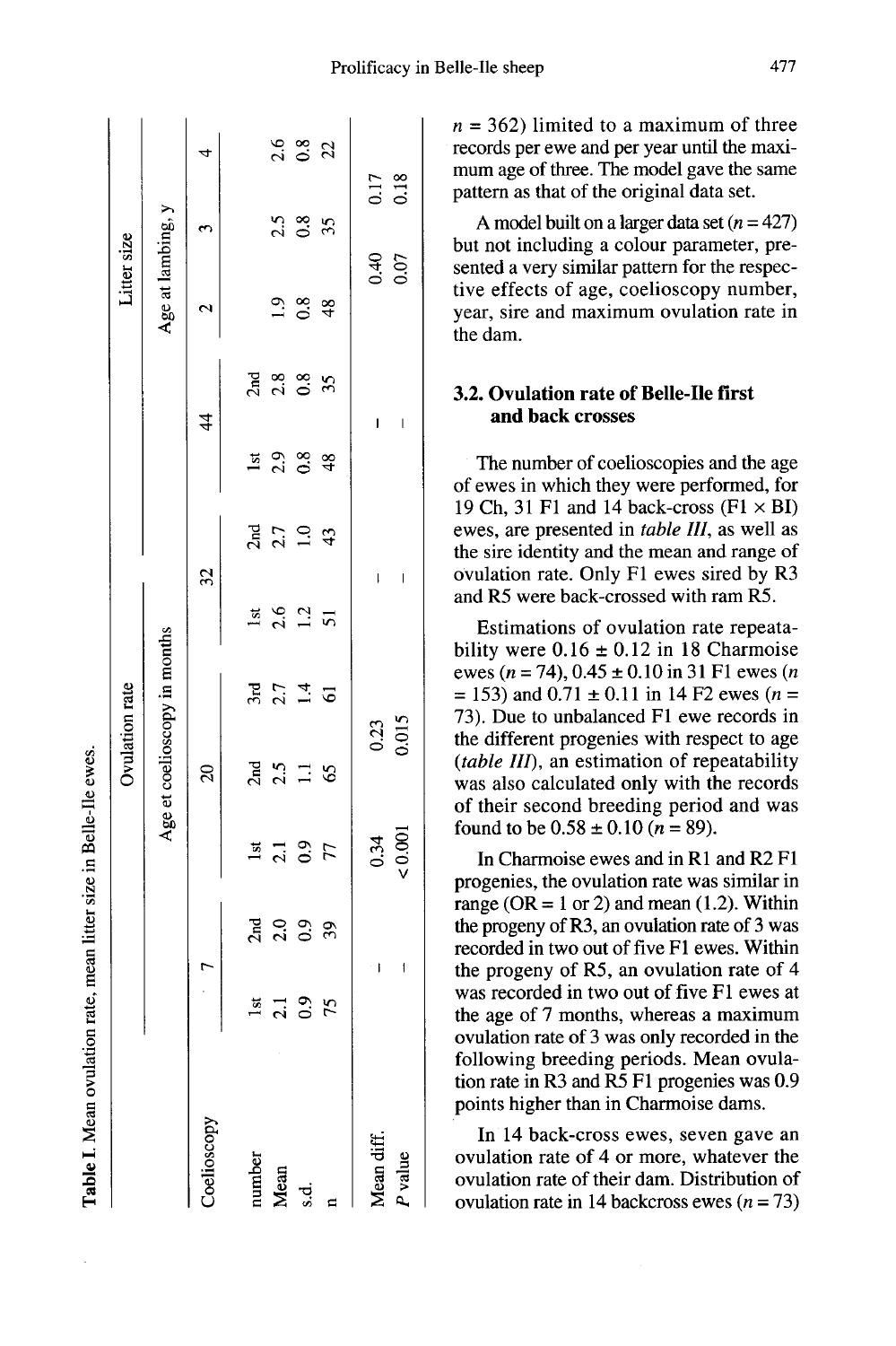**Table I.** Mean ovulation rate, mean litter size in Belle-Ile ewes.

| Coelioscopy | Ovulation rate | | | | | | | | | Litter size | | |
|---|---|---|---|---|---|---|---|---|---|---|---|---|
| | Age et coelioscopy in months | | | | | | | | | Age at lambing, y | | |
| | 7 | | 20 | | | 32 | | 44 | | 2 | 3 | 4 |
| number | 1st | 2nd | 1st | 2nd | 3rd | 1st | 2nd | 1st | 2nd | | | |
| Mean | 2.1 | 2.0 | 2.1 | 2.5 | 2.7 | 2.6 | 2.7 | 2.9 | 2.8 | 1.9 | 2.5 | 2.6 |
| s.d. | 0.9 | 0.9 | 0.9 | 1.1 | 1.4 | 1.2 | 1.0 | 0.8 | 0.8 | 0.8 | 0.8 | 0.8 |
| n | 75 | 39 | 77 | 65 | 61 | 51 | 43 | 48 | 35 | 48 | 35 | 22 |
| Mean diff. | – | | 0.34 | | 0.23 | – | | – | | 0.40 | | 0.17 |
| *P* value | – | | < 0.001 | | 0.015 | – | | – | | 0.07 | | 0.18 |

$n = 362$) limited to a maximum of three records per ewe and per year until the maximum age of three. The model gave the same pattern as that of the original data set.

A model built on a larger data set ($n = 427$) but not including a colour parameter, presented a very similar pattern for the respective effects of age, coelioscopy number, year, sire and maximum ovulation rate in the dam.

### 3.2. Ovulation rate of Belle-Ile first and back crosses

The number of coelioscopies and the age of ewes in which they were performed, for 19 Ch, 31 F1 and 14 back-cross (F1 × BI) ewes, are presented in *table III*, as well as the sire identity and the mean and range of ovulation rate. Only F1 ewes sired by R3 and R5 were back-crossed with ram R5.

Estimations of ovulation rate repeatability were 0.16 ± 0.12 in 18 Charmoise ewes ($n = 74$), 0.45 ± 0.10 in 31 F1 ewes ($n = 153$) and 0.71 ± 0.11 in 14 F2 ewes ($n = 73$). Due to unbalanced F1 ewe records in the different progenies with respect to age (*table III*), an estimation of repeatability was also calculated only with the records of their second breeding period and was found to be 0.58 ± 0.10 ($n = 89$).

In Charmoise ewes and in R1 and R2 F1 progenies, the ovulation rate was similar in range (OR = 1 or 2) and mean (1.2). Within the progeny of R3, an ovulation rate of 3 was recorded in two out of five F1 ewes. Within the progeny of R5, an ovulation rate of 4 was recorded in two out of five F1 ewes at the age of 7 months, whereas a maximum ovulation rate of 3 was only recorded in the following breeding periods. Mean ovulation rate in R3 and R5 F1 progenies was 0.9 points higher than in Charmoise dams.

In 14 back-cross ewes, seven gave an ovulation rate of 4 or more, whatever the ovulation rate of their dam. Distribution of ovulation rate in 14 backcross ewes ($n = 73$)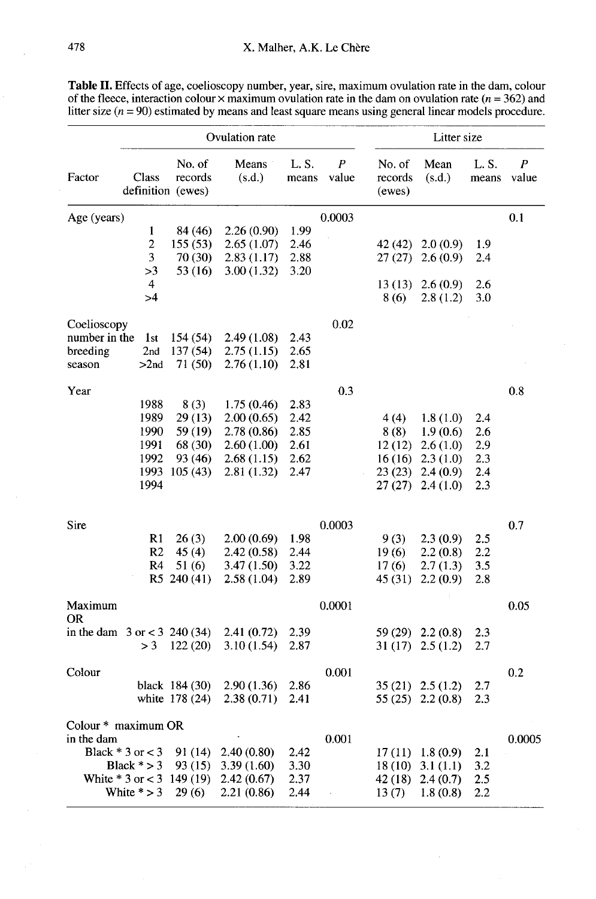**Table II.** Effects of age, coelioscopy number, year, sire, maximum ovulation rate in the dam, colour of the fleece, interaction colour × maximum ovulation rate in the dam on ovulation rate ($n = 362$) and litter size ($n = 90$) estimated by means and least square means using general linear models procedure.

| Factor | Class definition | Ovulation rate | | | | Litter size | | | |
|---|---|---|---|---|---|---|---|---|---|
| | | No. of records (ewes) | Means (s.d.) | L. S. means | *P* value | No. of records (ewes) | Mean (s.d.) | L. S. means | *P* value |
| Age (years) | | | | | 0.0003 | | | | 0.1 |
| | 1 | 84 (46) | 2.26 (0.90) | 1.99 | | | | | |
| | 2 | 155 (53) | 2.65 (1.07) | 2.46 | | 42 (42) | 2.0 (0.9) | 1.9 | |
| | 3 | 70 (30) | 2.83 (1.17) | 2.88 | | 27 (27) | 2.6 (0.9) | 2.4 | |
| | >3 | 53 (16) | 3.00 (1.32) | 3.20 | | | | | |
| | 4 | | | | | 13 (13) | 2.6 (0.9) | 2.6 | |
| | >4 | | | | | 8 (6) | 2.8 (1.2) | 3.0 | |
| Coelioscopy number in the breeding season | | | | | 0.02 | | | | |
| | 1st | 154 (54) | 2.49 (1.08) | 2.43 | | | | | |
| | 2nd | 137 (54) | 2.75 (1.15) | 2.65 | | | | | |
| | >2nd | 71 (50) | 2.76 (1.10) | 2.81 | | | | | |
| Year | | | | | 0.3 | | | | 0.8 |
| | 1988 | 8 (3) | 1.75 (0.46) | 2.83 | | | | | |
| | 1989 | 29 (13) | 2.00 (0.65) | 2.42 | | 4 (4) | 1.8 (1.0) | 2.4 | |
| | 1990 | 59 (19) | 2.78 (0.86) | 2.85 | | 8 (8) | 1.9 (0.6) | 2.6 | |
| | 1991 | 68 (30) | 2.60 (1.00) | 2.61 | | 12 (12) | 2.6 (1.0) | 2.9 | |
| | 1992 | 93 (46) | 2.68 (1.15) | 2.62 | | 16 (16) | 2.3 (1.0) | 2.3 | |
| | 1993 | 105 (43) | 2.81 (1.32) | 2.47 | | 23 (23) | 2.4 (0.9) | 2.4 | |
| | 1994 | | | | | 27 (27) | 2.4 (1.0) | 2.3 | |
| Sire | | | | | 0.0003 | | | | 0.7 |
| | R1 | 26 (3) | 2.00 (0.69) | 1.98 | | 9 (3) | 2.3 (0.9) | 2.5 | |
| | R2 | 45 (4) | 2.42 (0.58) | 2.44 | | 19 (6) | 2.2 (0.8) | 2.2 | |
| | R4 | 51 (6) | 3.47 (1.50) | 3.22 | | 17 (6) | 2.7 (1.3) | 3.5 | |
| | R5 | 240 (41) | 2.58 (1.04) | 2.89 | | 45 (31) | 2.2 (0.9) | 2.8 | |
| Maximum OR in the dam | | | | | 0.0001 | | | | 0.05 |
| | 3 or < 3 | 240 (34) | 2.41 (0.72) | 2.39 | | 59 (29) | 2.2 (0.8) | 2.3 | |
| | > 3 | 122 (20) | 3.10 (1.54) | 2.87 | | 31 (17) | 2.5 (1.2) | 2.7 | |
| Colour | | | | | 0.001 | | | | 0.2 |
| | black | 184 (30) | 2.90 (1.36) | 2.86 | | 35 (21) | 2.5 (1.2) | 2.7 | |
| | white | 178 (24) | 2.38 (0.71) | 2.41 | | 55 (25) | 2.2 (0.8) | 2.3 | |
| Colour * maximum OR in the dam | | | | | 0.001 | | | | 0.0005 |
| | Black * 3 or < 3 | 91 (14) | 2.40 (0.80) | 2.42 | | 17 (11) | 1.8 (0.9) | 2.1 | |
| | Black * > 3 | 93 (15) | 3.39 (1.60) | 3.30 | | 18 (10) | 3.1 (1.1) | 3.2 | |
| | White * 3 or < 3 | 149 (19) | 2.42 (0.67) | 2.37 | | 42 (18) | 2.4 (0.7) | 2.5 | |
| | White * > 3 | 29 (6) | 2.21 (0.86) | 2.44 | | 13 (7) | 1.8 (0.8) | 2.2 | |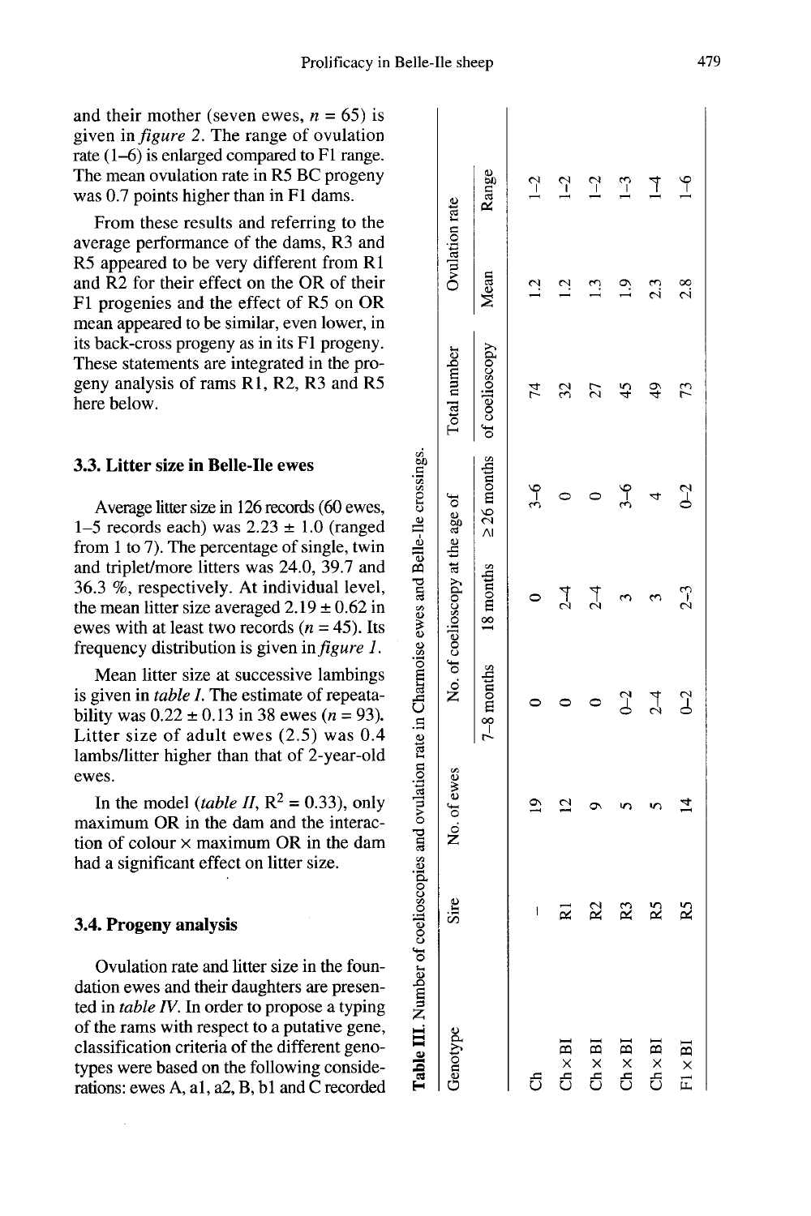and their mother (seven ewes, $n = 65$) is given in *figure 2*. The range of ovulation rate (1–6) is enlarged compared to F1 range. The mean ovulation rate in R5 BC progeny was 0.7 points higher than in F1 dams.

From these results and referring to the average performance of the dams, R3 and R5 appeared to be very different from R1 and R2 for their effect on the OR of their F1 progenies and the effect of R5 on OR mean appeared to be similar, even lower, in its back-cross progeny as in its F1 progeny. These statements are integrated in the progeny analysis of rams R1, R2, R3 and R5 here below.

### 3.3. Litter size in Belle-Ile ewes

Average litter size in 126 records (60 ewes, 1–5 records each) was 2.23 ± 1.0 (ranged from 1 to 7). The percentage of single, twin and triplet/more litters was 24.0, 39.7 and 36.3 %, respectively. At individual level, the mean litter size averaged 2.19 ± 0.62 in ewes with at least two records ($n = 45$). Its frequency distribution is given in *figure 1*.

Mean litter size at successive lambings is given in *table I*. The estimate of repeatability was 0.22 ± 0.13 in 38 ewes ($n = 93$). Litter size of adult ewes (2.5) was 0.4 lambs/litter higher than that of 2-year-old ewes.

In the model (*table II*, $R^2 = 0.33$), only maximum OR in the dam and the interaction of colour × maximum OR in the dam had a significant effect on litter size.

### 3.4. Progeny analysis

Ovulation rate and litter size in the foundation ewes and their daughters are presented in *table IV*. In order to propose a typing of the rams with respect to a putative gene, classification criteria of the different genotypes were based on the following considerations: ewes A, a1, a2, B, b1 and C recorded

**Table III.** Number of coelioscopies and ovulation rate in Charmoise ewes and Belle-Ile crossings.

| Genotype | Sire | No. of ewes | No. of coelioscopy at the age of | | | Total number of coelioscopy | Ovulation rate | |
|---|---|---|---|---|---|---|---|---|
| | | | 7–8 months | 18 months | ≥ 26 months | | Mean | Range |
| Ch | – | 19 | 0 | 0 | 3–6 | 74 | 1.2 | 1–2 |
| Ch × BI | R1 | 12 | 0 | 2–4 | 0 | 32 | 1.2 | 1–2 |
| Ch × BI | R2 | 9 | 0 | 2–4 | 0 | 27 | 1.3 | 1–2 |
| Ch × BI | R3 | 5 | 0–2 | 3 | 3–6 | 45 | 1.9 | 1–3 |
| Ch × BI | R5 | 5 | 2–4 | 3 | 4 | 49 | 2.3 | 1–4 |
| F1 × BI | R5 | 14 | 0–2 | 2–3 | 0–2 | 73 | 2.8 | 1–6 |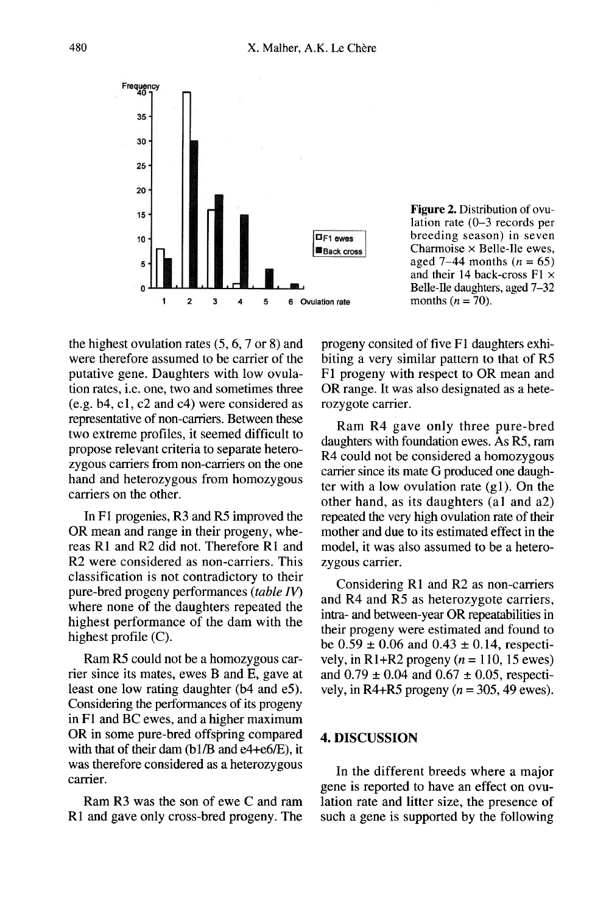Figure 2. Distribution of ovulation rate (0–3 records per breeding season) in seven Charmoise × Belle-Ile ewes, aged 7–44 months ($n = 65$) and their 14 back-cross F1 × Belle-Ile daughters, aged 7–32 months ($n = 70$).

the highest ovulation rates (5, 6, 7 or 8) and were therefore assumed to be carrier of the putative gene. Daughters with low ovulation rates, i.e. one, two and sometimes three (e.g. b4, c1, c2 and c4) were considered as representative of non-carriers. Between these two extreme profiles, it seemed difficult to propose relevant criteria to separate heterozygous carriers from non-carriers on the one hand and heterozygous from homozygous carriers on the other.

In F1 progenies, R3 and R5 improved the OR mean and range in their progeny, whereas R1 and R2 did not. Therefore R1 and R2 were considered as non-carriers. This classification is not contradictory to their pure-bred progeny performances (*table IV*) where none of the daughters repeated the highest performance of the dam with the highest profile (C).

Ram R5 could not be a homozygous carrier since its mates, ewes B and E, gave at least one low rating daughter (b4 and e5). Considering the performances of its progeny in F1 and BC ewes, and a higher maximum OR in some pure-bred offspring compared with that of their dam (b1/B and e4+e6/E), it was therefore considered as a heterozygous carrier.

Ram R3 was the son of ewe C and ram R1 and gave only cross-bred progeny. The progeny consited of five F1 daughters exhibiting a very similar pattern to that of R5 F1 progeny with respect to OR mean and OR range. It was also designated as a heterozygote carrier.

Ram R4 gave only three pure-bred daughters with foundation ewes. As R5, ram R4 could not be considered a homozygous carrier since its mate G produced one daughter with a low ovulation rate (g1). On the other hand, as its daughters (a1 and a2) repeated the very high ovulation rate of their mother and due to its estimated effect in the model, it was also assumed to be a heterozygous carrier.

Considering R1 and R2 as non-carriers and R4 and R5 as heterozygote carriers, intra- and between-year OR repeatabilities in their progeny were estimated and found to be $0.59 \pm 0.06$ and $0.43 \pm 0.14$, respectively, in R1+R2 progeny ($n = 110$, 15 ewes) and $0.79 \pm 0.04$ and $0.67 \pm 0.05$, respectively, in R4+R5 progeny ($n = 305$, 49 ewes).

## 4. DISCUSSION

In the different breeds where a major gene is reported to have an effect on ovulation rate and litter size, the presence of such a gene is supported by the following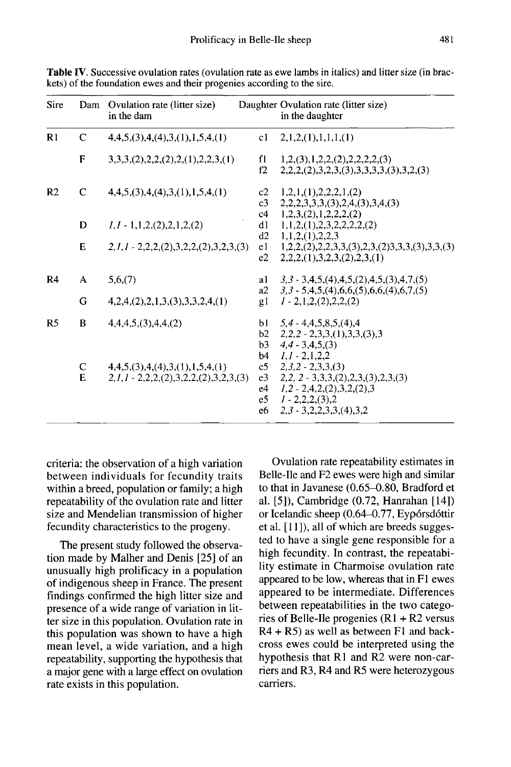**Table IV**. Successive ovulation rates (ovulation rate as ewe lambs in italics) and litter size (in brackets) of the foundation ewes and their progenies according to the sire.

| Sire | Dam | Ovulation rate (litter size) in the dam | Daughter | Ovulation rate (litter size) in the daughter |
|---|---|---|---|---|
| R1 | C | 4,4,5,(3),4,(4),3,(1),1,5,4,(1) | c1 | 2,1,2,(1),1,1,1,(1) |
| | F | 3,3,3,(2),2,2,(2),2,(1),2,2,3,(1) | f1 | 1,2,(3),1,2,2,(2),2,2,2,2,(3) |
| | | | f2 | 2,2,2,(2),3,2,3,(3),3,3,3,3,(3),3,2,(3) |
| R2 | C | 4,4,5,(3),4,(4),3,(1),1,5,4,(1) | c2 | 1,2,1,(1),2,2,2,1,(2) |
| | | | c3 | 2,2,2,3,3,3,(3),2,4,(3),3,4,(3) |
| | | | c4 | 1,2,3,(2),1,2,2,2,(2) |
| | D | *1,1* - 1,1,2,(2),2,1,2,(2) | d1 | 1,1,2,(1),2,3,2,2,2,2,(2) |
| | | | d2 | 1,1,2,(1),2,2,3 |
| | E | *2,1,1* - 2,2,2,(2),3,2,2,(2),3,2,3,(3) | e1 | 1,2,2,(2),2,2,3,3,(3),2,3,(2)3,3,3,(3),3,3,(3) |
| | | | e2 | 2,2,2,(1),3,2,3,(2),2,3,(1) |
| R4 | A | 5,6,(7) | a1 | *3,3* - 3,4,5,(4),4,5,(2),4,5,(3),4,7,(5) |
| | | | a2 | *3,3* - 5,4,5,(4),6,6,(5),6,6,(4),6,7,(5) |
| | G | 4,2,4,(2),2,1,3,(3),3,3,2,4,(1) | g1 | *1* - 2,1,2,(2),2,2,(2) |
| R5 | B | 4,4,4,5,(3),4,4,(2) | b1 | *5,4* - 4,4,5,8,5,(4),4 |
| | | | b2 | *2,2,2* - 2,3,3,(1),3,3,(3),3 |
| | | | b3 | *4,4* - 3,4,5,(3) |
| | | | b4 | *1,1* - 2,1,2,2 |
| | C | 4,4,5,(3),4,(4),3,(1),1,5,4,(1) | c5 | *2,3,2* - 2,3,3,(3) |
| | E | *2,1,1* - 2,2,2,(2),3,2,2,(2),3,2,3,(3) | e3 | *2,2, 2* - 3,3,3,(2),2,3,(3),2,3,(3) |
| | | | e4 | *1,2* - 2,4,2,(2),3,2,(2),3 |
| | | | e5 | *1* - 2,2,2,(3),2 |
| | | | e6 | *2,3* - 3,2,2,3,3,(4),3,2 |

criteria: the observation of a high variation between individuals for fecundity traits within a breed, population or family; a high repeatability of the ovulation rate and litter size and Mendelian transmission of higher fecundity characteristics to the progeny.

The present study followed the observation made by Malher and Denis [25] of an unusually high prolificacy in a population of indigenous sheep in France. The present findings confirmed the high litter size and presence of a wide range of variation in litter size in this population. Ovulation rate in this population was shown to have a high mean level, a wide variation, and a high repeatability, supporting the hypothesis that a major gene with a large effect on ovulation rate exists in this population.

Ovulation rate repeatability estimates in Belle-Ile and F2 ewes were high and similar to that in Javanese (0.65–0.80, Bradford et al. [5]), Cambridge (0.72, Hanrahan [14]) or Icelandic sheep (0.64–0.77, Eypórsdóttir et al. [11]), all of which are breeds suggested to have a single gene responsible for a high fecundity. In contrast, the repeatability estimate in Charmoise ovulation rate appeared to be low, whereas that in F1 ewes appeared to be intermediate. Differences between repeatabilities in the two categories of Belle-Ile progenies (R1 + R2 versus R4 + R5) as well as between F1 and backcross ewes could be interpreted using the hypothesis that R1 and R2 were non-carriers and R3, R4 and R5 were heterozygous carriers.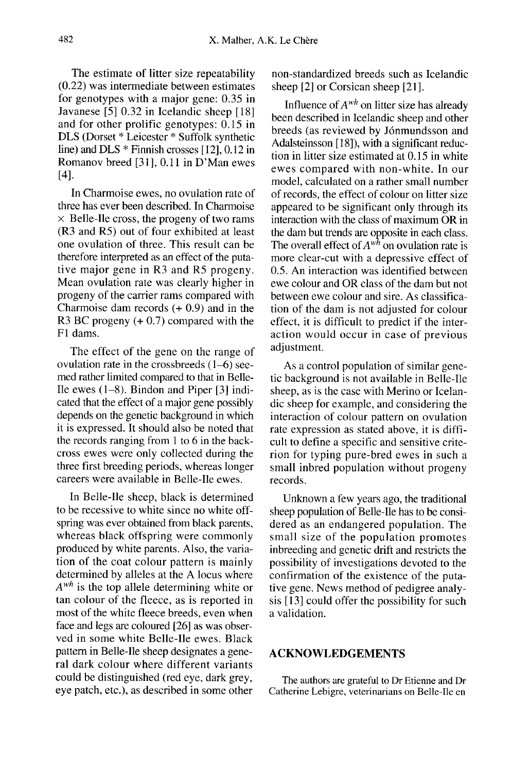The estimate of litter size repeatability (0.22) was intermediate between estimates for genotypes with a major gene: 0.35 in Javanese [5] 0.32 in Icelandic sheep [18] and for other prolific genotypes: 0.15 in DLS (Dorset * Leicester * Suffolk synthetic line) and DLS * Finnish crosses [12], 0.12 in Romanov breed [31], 0.11 in D'Man ewes [4].

In Charmoise ewes, no ovulation rate of three has ever been described. In Charmoise × Belle-Ile cross, the progeny of two rams (R3 and R5) out of four exhibited at least one ovulation of three. This result can be therefore interpreted as an effect of the putative major gene in R3 and R5 progeny. Mean ovulation rate was clearly higher in progeny of the carrier rams compared with Charmoise dam records (+ 0.9) and in the R3 BC progeny (+ 0.7) compared with the F1 dams.

The effect of the gene on the range of ovulation rate in the crossbreeds (1–6) seemed rather limited compared to that in Belle-Ile ewes (1–8). Bindon and Piper [3] indicated that the effect of a major gene possibly depends on the genetic background in which it is expressed. It should also be noted that the records ranging from 1 to 6 in the backcross ewes were only collected during the three first breeding periods, whereas longer careers were available in Belle-Ile ewes.

In Belle-Ile sheep, black is determined to be recessive to white since no white offspring was ever obtained from black parents, whereas black offspring were commonly produced by white parents. Also, the variation of the coat colour pattern is mainly determined by alleles at the A locus where $A^{wh}$ is the top allele determining white or tan colour of the fleece, as is reported in most of the white fleece breeds, even when face and legs are coloured [26] as was observed in some white Belle-Ile ewes. Black pattern in Belle-Ile sheep designates a general dark colour where different variants could be distinguished (red eye, dark grey, eye patch, etc.), as described in some other non-standardized breeds such as Icelandic sheep [2] or Corsican sheep [21].

Influence of $A^{wh}$ on litter size has already been described in Icelandic sheep and other breeds (as reviewed by Jónmundsson and Adalsteinsson [18]), with a significant reduction in litter size estimated at 0.15 in white ewes compared with non-white. In our model, calculated on a rather small number of records, the effect of colour on litter size appeared to be significant only through its interaction with the class of maximum OR in the dam but trends are opposite in each class. The overall effect of $A^{wh}$ on ovulation rate is more clear-cut with a depressive effect of 0.5. An interaction was identified between ewe colour and OR class of the dam but not between ewe colour and sire. As classification of the dam is not adjusted for colour effect, it is difficult to predict if the interaction would occur in case of previous adjustment.

As a control population of similar genetic background is not available in Belle-Ile sheep, as is the case with Merino or Icelandic sheep for example, and considering the interaction of colour pattern on ovulation rate expression as stated above, it is difficult to define a specific and sensitive criterion for typing pure-bred ewes in such a small inbred population without progeny records.

Unknown a few years ago, the traditional sheep population of Belle-Ile has to be considered as an endangered population. The small size of the population promotes inbreeding and genetic drift and restricts the possibility of investigations devoted to the confirmation of the existence of the putative gene. News method of pedigree analysis [13] could offer the possibility for such a validation.

## ACKNOWLEDGEMENTS

The authors are grateful to Dr Etienne and Dr Catherine Lebigre, veterinarians on Belle-Ile en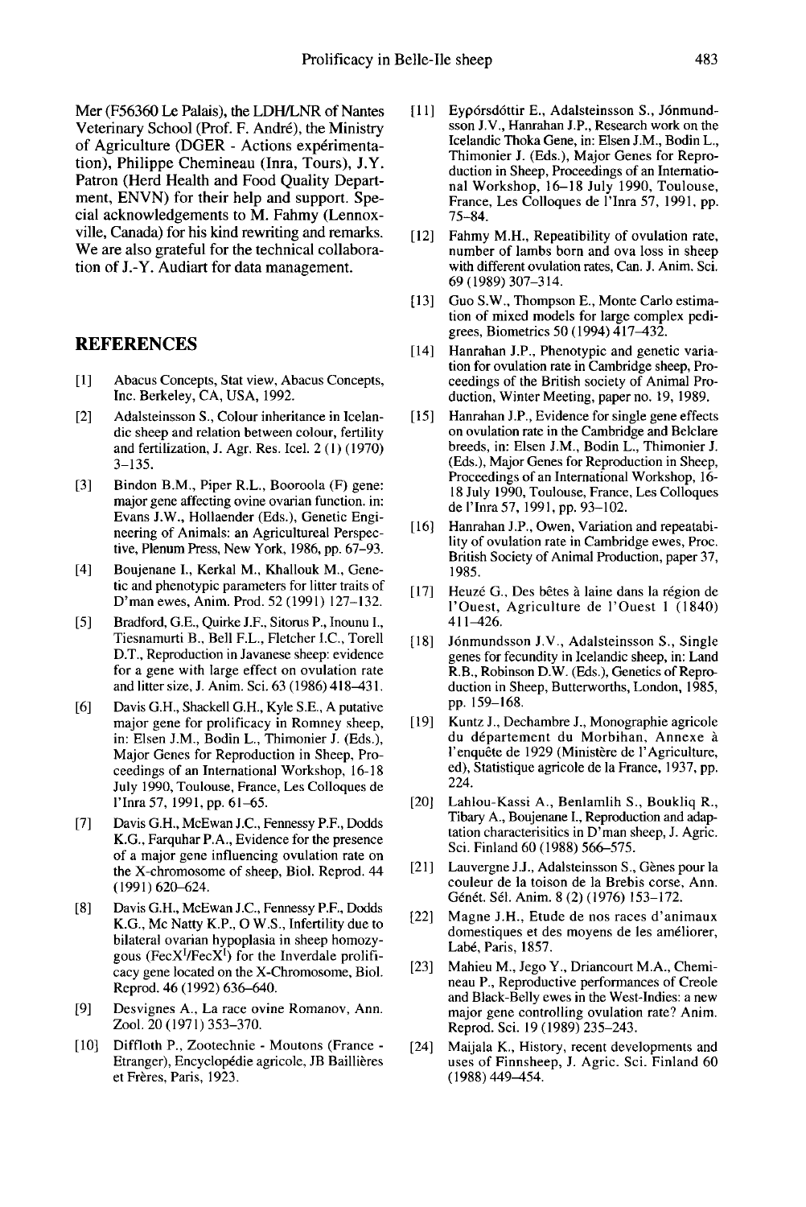Mer (F56360 Le Palais), the LDH/LNR of Nantes Veterinary School (Prof. F. André), the Ministry of Agriculture (DGER - Actions expérimentation), Philippe Chemineau (Inra, Tours), J.Y. Patron (Herd Health and Food Quality Department, ENVN) for their help and support. Special acknowledgements to M. Fahmy (Lennoxville, Canada) for his kind rewriting and remarks. We are also grateful for the technical collaboration of J.-Y. Audiart for data management.

## REFERENCES

[1] Abacus Concepts, Stat view, Abacus Concepts, Inc. Berkeley, CA, USA, 1992.

[2] Adalsteinsson S., Colour inheritance in Icelandic sheep and relation between colour, fertility and fertilization, J. Agr. Res. Icel. 2 (1) (1970) 3–135.

[3] Bindon B.M., Piper R.L., Booroola (F) gene: major gene affecting ovine ovarian function. in: Evans J.W., Hollaender (Eds.), Genetic Engineering of Animals: an Agricultureal Perspective, Plenum Press, New York, 1986, pp. 67–93.

[4] Boujenane I., Kerkal M., Khallouk M., Genetic and phenotypic parameters for litter traits of D'man ewes, Anim. Prod. 52 (1991) 127–132.

[5] Bradford, G.E., Quirke J.F., Sitorus P., Inounu I., Tiesnamurti B., Bell F.L., Fletcher I.C., Torell D.T., Reproduction in Javanese sheep: evidence for a gene with large effect on ovulation rate and litter size, J. Anim. Sci. 63 (1986) 418–431.

[6] Davis G.H., Shackell G.H., Kyle S.E., A putative major gene for prolificacy in Romney sheep, in: Elsen J.M., Bodin L., Thimonier J. (Eds.), Major Genes for Reproduction in Sheep, Proceedings of an International Workshop, 16-18 July 1990, Toulouse, France, Les Colloques de l'Inra 57, 1991, pp. 61–65.

[7] Davis G.H., McEwan J.C., Fennessy P.F., Dodds K.G., Farquhar P.A., Evidence for the presence of a major gene influencing ovulation rate on the X-chromosome of sheep, Biol. Reprod. 44 (1991) 620–624.

[8] Davis G.H., McEwan J.C., Fennessy P.F., Dodds K.G., Mc Natty K.P., O W.S., Infertility due to bilateral ovarian hypoplasia in sheep homozygous ($FecX^I/FecX^I$) for the Inverdale prolificacy gene located on the X-Chromosome, Biol. Reprod. 46 (1992) 636–640.

[9] Desvignes A., La race ovine Romanov, Ann. Zool. 20 (1971) 353–370.

[10] Diffloth P., Zootechnie - Moutons (France - Etranger), Encyclopédie agricole, JB Baillières et Frères, Paris, 1923.

[11] Eyþórsdóttir E., Adalsteinsson S., Jónmundsson J.V., Hanrahan J.P., Research work on the Icelandic Thoka Gene, in: Elsen J.M., Bodin L., Thimonier J. (Eds.), Major Genes for Reproduction in Sheep, Proceedings of an International Workshop, 16–18 July 1990, Toulouse, France, Les Colloques de l'Inra 57, 1991, pp. 75–84.

[12] Fahmy M.H., Repeatibility of ovulation rate, number of lambs born and ova loss in sheep with different ovulation rates, Can. J. Anim. Sci. 69 (1989) 307–314.

[13] Guo S.W., Thompson E., Monte Carlo estimation of mixed models for large complex pedigrees, Biometrics 50 (1994) 417–432.

[14] Hanrahan J.P., Phenotypic and genetic variation for ovulation rate in Cambridge sheep, Proceedings of the British society of Animal Production, Winter Meeting, paper no. 19, 1989.

[15] Hanrahan J.P., Evidence for single gene effects on ovulation rate in the Cambridge and Belclare breeds, in: Elsen J.M., Bodin L., Thimonier J. (Eds.), Major Genes for Reproduction in Sheep, Proceedings of an International Workshop, 16-18 July 1990, Toulouse, France, Les Colloques de l'Inra 57, 1991, pp. 93–102.

[16] Hanrahan J.P., Owen, Variation and repeatability of ovulation rate in Cambridge ewes, Proc. British Society of Animal Production, paper 37, 1985.

[17] Heuzé G., Des bêtes à laine dans la région de l'Ouest, Agriculture de l'Ouest 1 (1840) 411–426.

[18] Jónmundsson J.V., Adalsteinsson S., Single genes for fecundity in Icelandic sheep, in: Land R.B., Robinson D.W. (Eds.), Genetics of Reproduction in Sheep, Butterworths, London, 1985, pp. 159–168.

[19] Kuntz J., Dechambre J., Monographie agricole du département du Morbihan, Annexe à l'enquête de 1929 (Ministère de l'Agriculture, ed), Statistique agricole de la France, 1937, pp. 224.

[20] Lahlou-Kassi A., Benlamlih S., Boukliq R., Tibary A., Boujenane I., Reproduction and adaptation characterisitics in D'man sheep, J. Agric. Sci. Finland 60 (1988) 566–575.

[21] Lauvergne J.J., Adalsteinsson S., Gènes pour la couleur de la toison de la Brebis corse, Ann. Génét. Sél. Anim. 8 (2) (1976) 153–172.

[22] Magne J.H., Etude de nos races d'animaux domestiques et des moyens de les améliorer, Labé, Paris, 1857.

[23] Mahieu M., Jego Y., Driancourt M.A., Chemineau P., Reproductive performances of Creole and Black-Belly ewes in the West-Indies: a new major gene controlling ovulation rate? Anim. Reprod. Sci. 19 (1989) 235–243.

[24] Maijala K., History, recent developments and uses of Finnsheep, J. Agric. Sci. Finland 60 (1988) 449–454.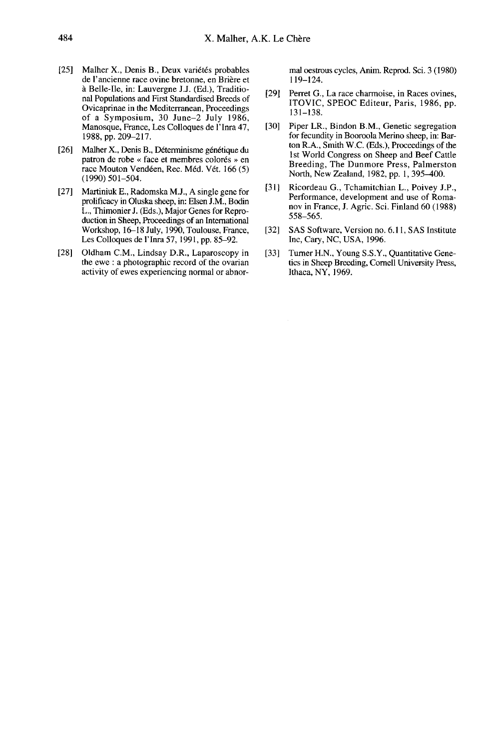[25] Malher X., Denis B., Deux variétés probables de l'ancienne race ovine bretonne, en Brière et à Belle-Ile, in: Lauvergne J.J. (Ed.), Traditional Populations and First Standardised Breeds of Ovicaprinae in the Mediterranean, Proceedings of a Symposium, 30 June–2 July 1986, Manosque, France, Les Colloques de l'Inra 47, 1988, pp. 209–217.

[26] Malher X., Denis B., Déterminisme génétique du patron de robe « face et membres colorés » en race Mouton Vendéen, Rec. Méd. Vét. 166 (5) (1990) 501–504.

[27] Martiniuk E., Radomska M.J., A single gene for prolificacy in Oluska sheep, in: Elsen J.M., Bodin L., Thimonier J. (Eds.), Major Genes for Reproduction in Sheep, Proceedings of an International Workshop, 16–18 July, 1990, Toulouse, France, Les Colloques de l'Inra 57, 1991, pp. 85–92.

[28] Oldham C.M., Lindsay D.R., Laparoscopy in the ewe : a photographic record of the ovarian activity of ewes experiencing normal or abnormal oestrous cycles, Anim. Reprod. Sci. 3 (1980) 119–124.

[29] Perret G., La race charmoise, in Races ovines, ITOVIC, SPEOC Editeur, Paris, 1986, pp. 131–138.

[30] Piper LR., Bindon B.M., Genetic segregation for fecundity in Booroola Merino sheep, in: Barton R.A., Smith W.C. (Eds.), Proceedings of the 1st World Congress on Sheep and Beef Cattle Breeding, The Dunmore Press, Palmerston North, New Zealand, 1982, pp. 1, 395–400.

[31] Ricordeau G., Tchamitchian L., Poivey J.P., Performance, development and use of Romanov in France, J. Agric. Sci. Finland 60 (1988) 558–565.

[32] SAS Software, Version no. 6.11, SAS Institute Inc, Cary, NC, USA, 1996.

[33] Turner H.N., Young S.S.Y., Quantitative Genetics in Sheep Breeding, Cornell University Press, Ithaca, NY, 1969.